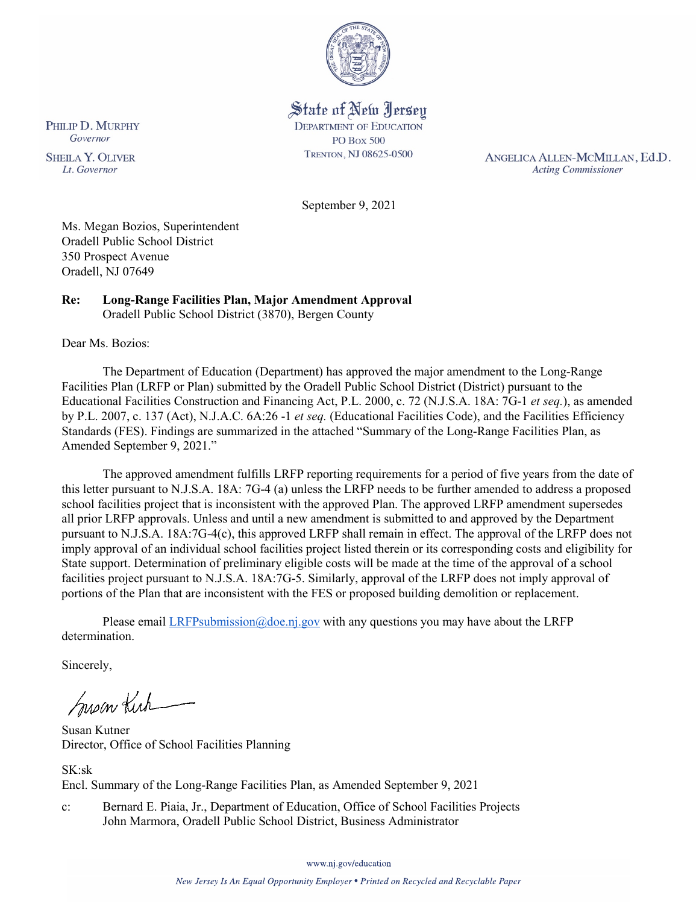State of New Jersey
DEPARTMENT OF EDUCATION
PO BOX 500
TRENTON, NJ 08625-0500

PHILIP D. MURPHY
*Governor*

SHEILA Y. OLIVER
*Lt. Governor*

ANGELICA ALLEN-MCMILLAN, Ed.D.
*Acting Commissioner*

September 9, 2021

Ms. Megan Bozios, Superintendent
Oradell Public School District
350 Prospect Avenue
Oradell, NJ 07649

**Re: Long-Range Facilities Plan, Major Amendment Approval**
Oradell Public School District (3870), Bergen County

Dear Ms. Bozios:

The Department of Education (Department) has approved the major amendment to the Long-Range Facilities Plan (LRFP or Plan) submitted by the Oradell Public School District (District) pursuant to the Educational Facilities Construction and Financing Act, P.L. 2000, c. 72 (N.J.S.A. 18A: 7G-1 *et seq.*), as amended by P.L. 2007, c. 137 (Act), N.J.A.C. 6A:26 -1 *et seq.* (Educational Facilities Code), and the Facilities Efficiency Standards (FES). Findings are summarized in the attached "Summary of the Long-Range Facilities Plan, as Amended September 9, 2021."

The approved amendment fulfills LRFP reporting requirements for a period of five years from the date of this letter pursuant to N.J.S.A. 18A: 7G-4 (a) unless the LRFP needs to be further amended to address a proposed school facilities project that is inconsistent with the approved Plan. The approved LRFP amendment supersedes all prior LRFP approvals. Unless and until a new amendment is submitted to and approved by the Department pursuant to N.J.S.A. 18A:7G-4(c), this approved LRFP shall remain in effect. The approval of the LRFP does not imply approval of an individual school facilities project listed therein or its corresponding costs and eligibility for State support. Determination of preliminary eligible costs will be made at the time of the approval of a school facilities project pursuant to N.J.S.A. 18A:7G-5. Similarly, approval of the LRFP does not imply approval of portions of the Plan that are inconsistent with the FES or proposed building demolition or replacement.

Please email LRFPsubmission@doe.nj.gov with any questions you may have about the LRFP determination.

Sincerely,

Susan Kutner
Director, Office of School Facilities Planning

SK:sk
Encl. Summary of the Long-Range Facilities Plan, as Amended September 9, 2021

c: Bernard E. Piaia, Jr., Department of Education, Office of School Facilities Projects
John Marmora, Oradell Public School District, Business Administrator

www.nj.gov/education

*New Jersey Is An Equal Opportunity Employer • Printed on Recycled and Recyclable Paper*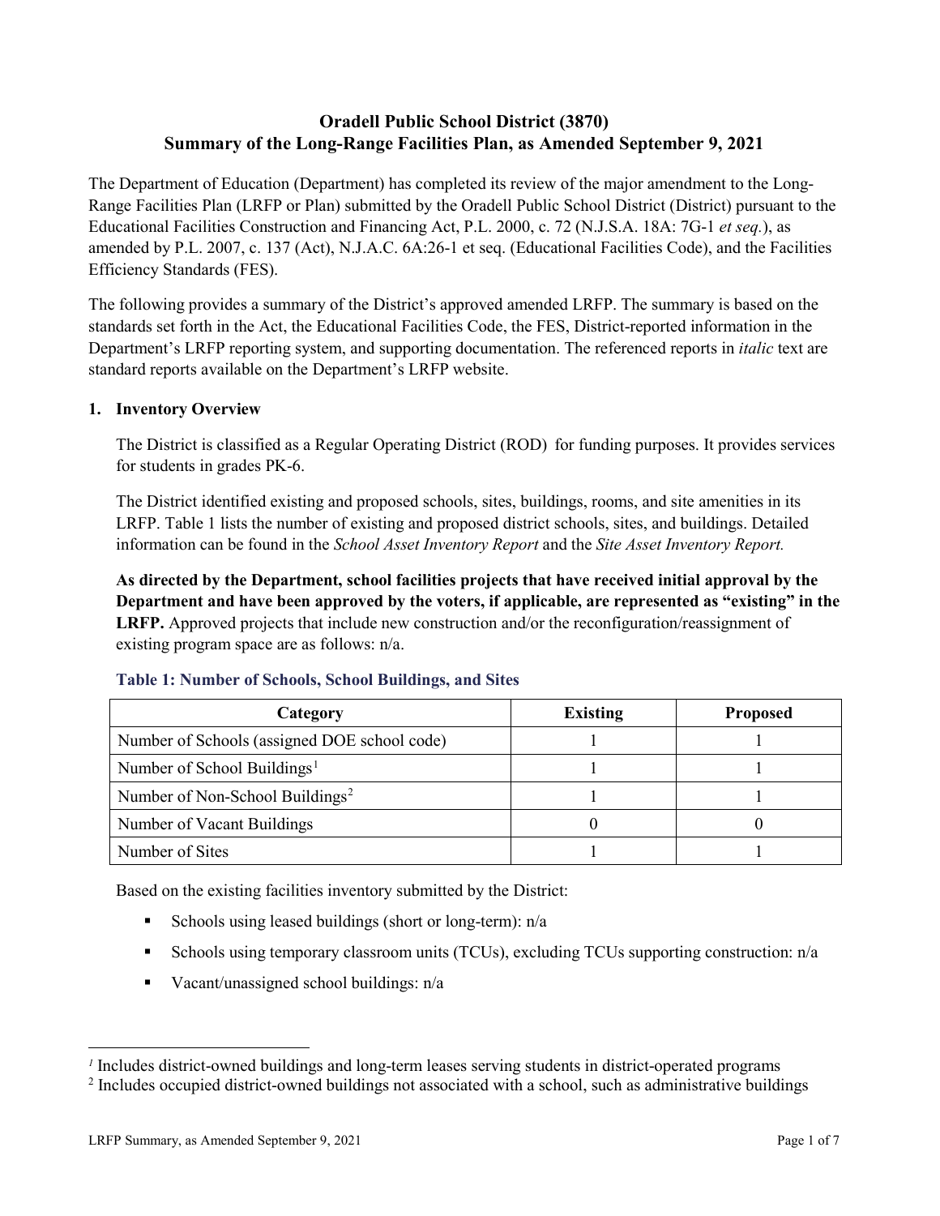# Oradell Public School District (3870)
## Summary of the Long-Range Facilities Plan, as Amended September 9, 2021

The Department of Education (Department) has completed its review of the major amendment to the Long-Range Facilities Plan (LRFP or Plan) submitted by the Oradell Public School District (District) pursuant to the Educational Facilities Construction and Financing Act, P.L. 2000, c. 72 (N.J.S.A. 18A: 7G-1 *et seq.*), as amended by P.L. 2007, c. 137 (Act), N.J.A.C. 6A:26-1 et seq. (Educational Facilities Code), and the Facilities Efficiency Standards (FES).

The following provides a summary of the District's approved amended LRFP. The summary is based on the standards set forth in the Act, the Educational Facilities Code, the FES, District-reported information in the Department's LRFP reporting system, and supporting documentation. The referenced reports in *italic* text are standard reports available on the Department's LRFP website.

### 1. Inventory Overview

The District is classified as a Regular Operating District (ROD) for funding purposes. It provides services for students in grades PK-6.

The District identified existing and proposed schools, sites, buildings, rooms, and site amenities in its LRFP. Table 1 lists the number of existing and proposed district schools, sites, and buildings. Detailed information can be found in the *School Asset Inventory Report* and the *Site Asset Inventory Report.*

**As directed by the Department, school facilities projects that have received initial approval by the Department and have been approved by the voters, if applicable, are represented as "existing" in the LRFP.** Approved projects that include new construction and/or the reconfiguration/reassignment of existing program space are as follows: n/a.

**Table 1: Number of Schools, School Buildings, and Sites**

| Category | Existing | Proposed |
|---|---|---|
| Number of Schools (assigned DOE school code) | 1 | 1 |
| Number of School Buildings[1] | 1 | 1 |
| Number of Non-School Buildings[2] | 1 | 1 |
| Number of Vacant Buildings | 0 | 0 |
| Number of Sites | 1 | 1 |

Based on the existing facilities inventory submitted by the District:

- Schools using leased buildings (short or long-term): n/a
- Schools using temporary classroom units (TCUs), excluding TCUs supporting construction: n/a
- Vacant/unassigned school buildings: n/a

[1] Includes district-owned buildings and long-term leases serving students in district-operated programs

[2] Includes occupied district-owned buildings not associated with a school, such as administrative buildings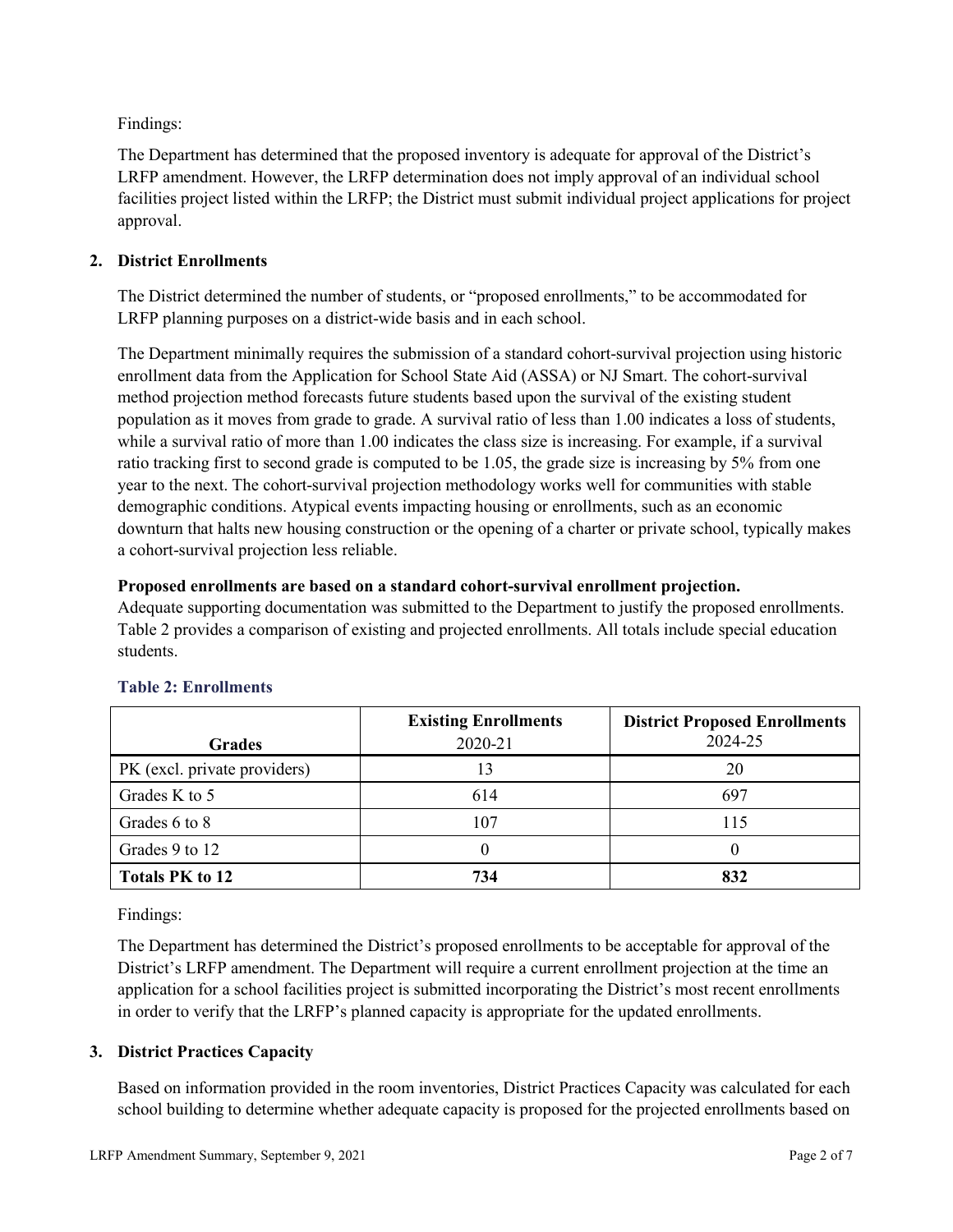Findings:

The Department has determined that the proposed inventory is adequate for approval of the District's LRFP amendment. However, the LRFP determination does not imply approval of an individual school facilities project listed within the LRFP; the District must submit individual project applications for project approval.

## 2. District Enrollments

The District determined the number of students, or "proposed enrollments," to be accommodated for LRFP planning purposes on a district-wide basis and in each school.

The Department minimally requires the submission of a standard cohort-survival projection using historic enrollment data from the Application for School State Aid (ASSA) or NJ Smart. The cohort-survival method projection method forecasts future students based upon the survival of the existing student population as it moves from grade to grade. A survival ratio of less than 1.00 indicates a loss of students, while a survival ratio of more than 1.00 indicates the class size is increasing. For example, if a survival ratio tracking first to second grade is computed to be 1.05, the grade size is increasing by 5% from one year to the next. The cohort-survival projection methodology works well for communities with stable demographic conditions. Atypical events impacting housing or enrollments, such as an economic downturn that halts new housing construction or the opening of a charter or private school, typically makes a cohort-survival projection less reliable.

**Proposed enrollments are based on a standard cohort-survival enrollment projection.**
Adequate supporting documentation was submitted to the Department to justify the proposed enrollments. Table 2 provides a comparison of existing and projected enrollments. All totals include special education students.

### Table 2: Enrollments

| Grades | Existing Enrollments 2020-21 | District Proposed Enrollments 2024-25 |
|---|---|---|
| PK (excl. private providers) | 13 | 20 |
| Grades K to 5 | 614 | 697 |
| Grades 6 to 8 | 107 | 115 |
| Grades 9 to 12 | 0 | 0 |
| **Totals PK to 12** | **734** | **832** |

Findings:

The Department has determined the District's proposed enrollments to be acceptable for approval of the District's LRFP amendment. The Department will require a current enrollment projection at the time an application for a school facilities project is submitted incorporating the District's most recent enrollments in order to verify that the LRFP's planned capacity is appropriate for the updated enrollments.

## 3. District Practices Capacity

Based on information provided in the room inventories, District Practices Capacity was calculated for each school building to determine whether adequate capacity is proposed for the projected enrollments based on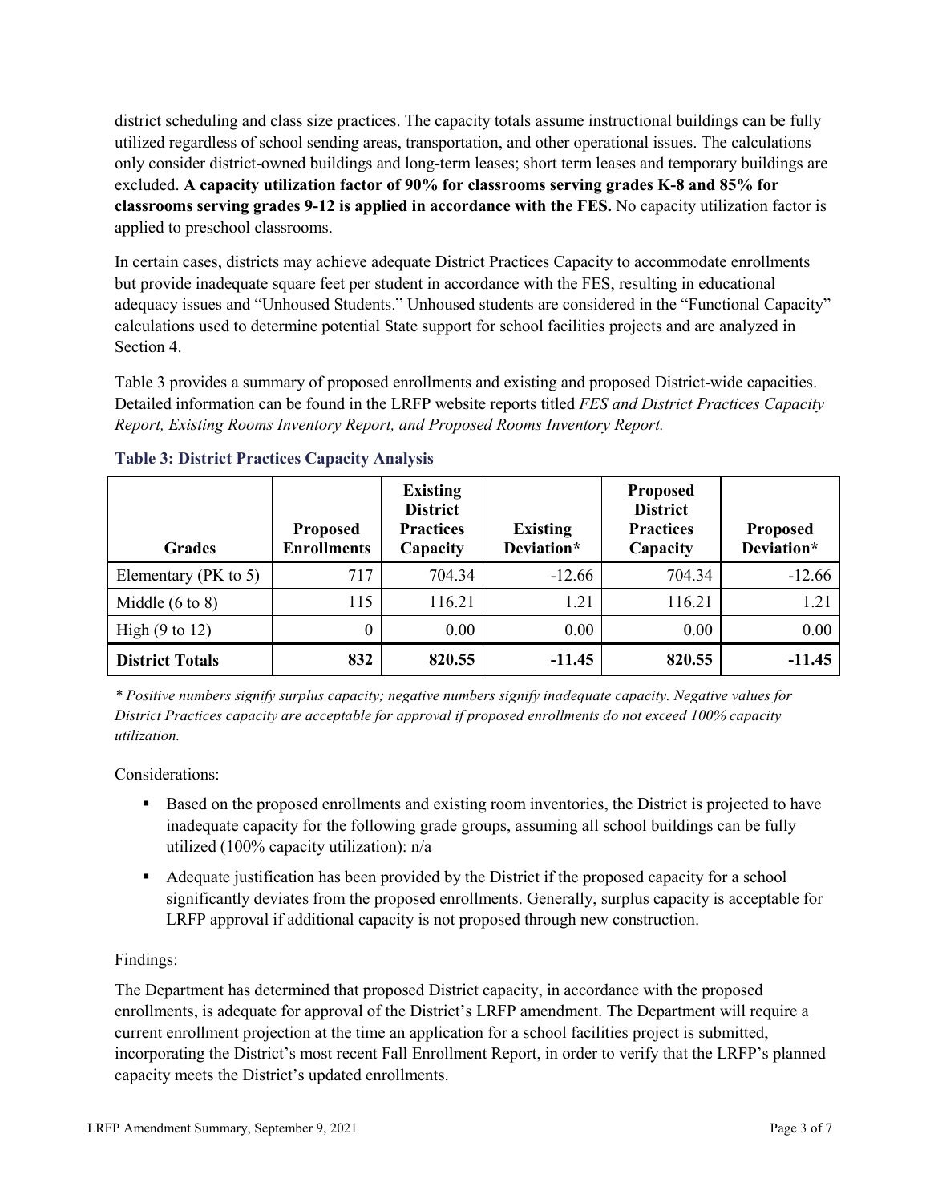district scheduling and class size practices. The capacity totals assume instructional buildings can be fully utilized regardless of school sending areas, transportation, and other operational issues. The calculations only consider district-owned buildings and long-term leases; short term leases and temporary buildings are excluded. **A capacity utilization factor of 90% for classrooms serving grades K-8 and 85% for classrooms serving grades 9-12 is applied in accordance with the FES.** No capacity utilization factor is applied to preschool classrooms.

In certain cases, districts may achieve adequate District Practices Capacity to accommodate enrollments but provide inadequate square feet per student in accordance with the FES, resulting in educational adequacy issues and "Unhoused Students." Unhoused students are considered in the "Functional Capacity" calculations used to determine potential State support for school facilities projects and are analyzed in Section 4.

Table 3 provides a summary of proposed enrollments and existing and proposed District-wide capacities. Detailed information can be found in the LRFP website reports titled *FES and District Practices Capacity Report, Existing Rooms Inventory Report, and Proposed Rooms Inventory Report.*

### Table 3: District Practices Capacity Analysis

| Grades | Proposed Enrollments | Existing District Practices Capacity | Existing Deviation* | Proposed District Practices Capacity | Proposed Deviation* |
|---|---|---|---|---|---|
| Elementary (PK to 5) | 717 | 704.34 | -12.66 | 704.34 | -12.66 |
| Middle (6 to 8) | 115 | 116.21 | 1.21 | 116.21 | 1.21 |
| High (9 to 12) | 0 | 0.00 | 0.00 | 0.00 | 0.00 |
| **District Totals** | **832** | **820.55** | **-11.45** | **820.55** | **-11.45** |

*\* Positive numbers signify surplus capacity; negative numbers signify inadequate capacity. Negative values for District Practices capacity are acceptable for approval if proposed enrollments do not exceed 100% capacity utilization.*

Considerations:

- Based on the proposed enrollments and existing room inventories, the District is projected to have inadequate capacity for the following grade groups, assuming all school buildings can be fully utilized (100% capacity utilization): n/a
- Adequate justification has been provided by the District if the proposed capacity for a school significantly deviates from the proposed enrollments. Generally, surplus capacity is acceptable for LRFP approval if additional capacity is not proposed through new construction.

Findings:

The Department has determined that proposed District capacity, in accordance with the proposed enrollments, is adequate for approval of the District's LRFP amendment. The Department will require a current enrollment projection at the time an application for a school facilities project is submitted, incorporating the District's most recent Fall Enrollment Report, in order to verify that the LRFP's planned capacity meets the District's updated enrollments.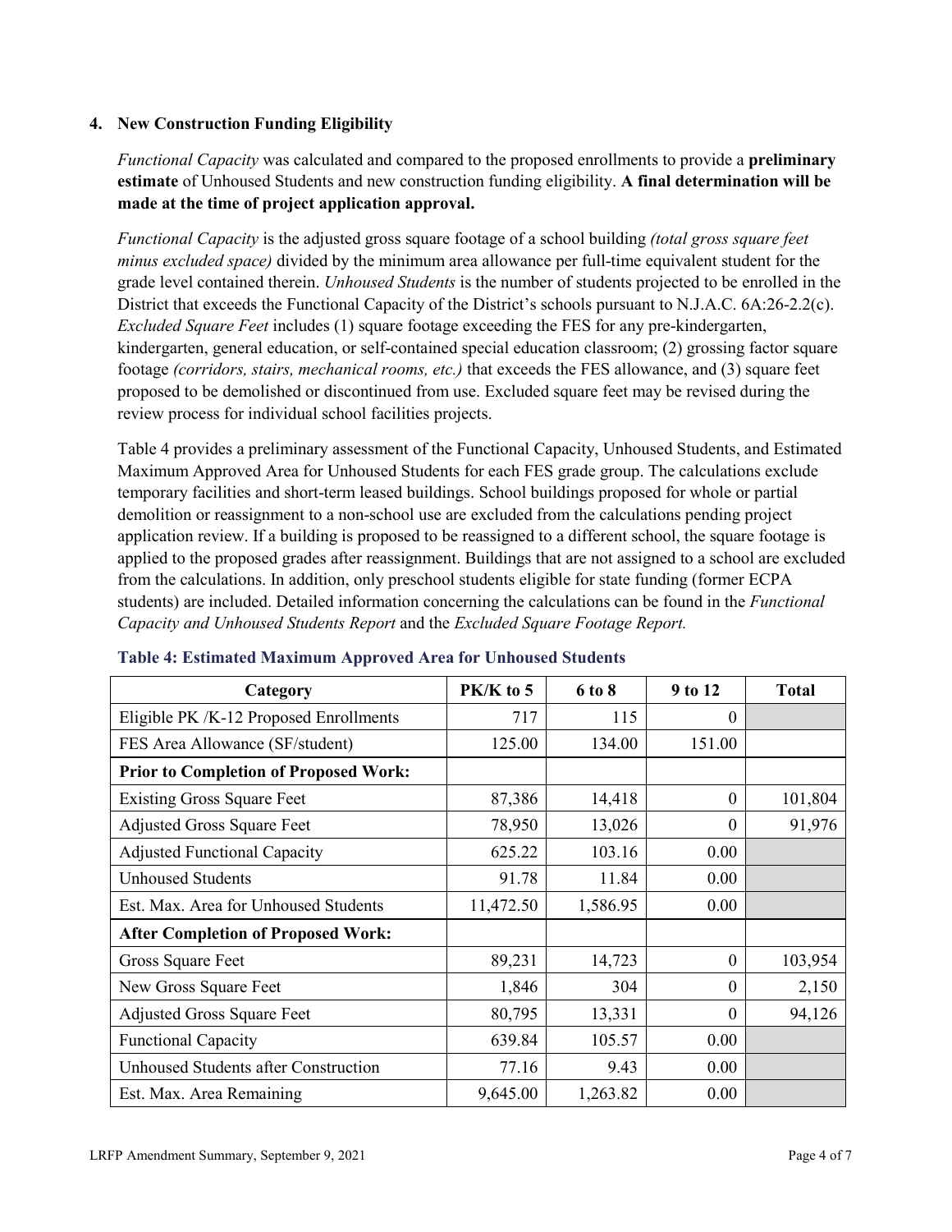## 4. New Construction Funding Eligibility

*Functional Capacity* was calculated and compared to the proposed enrollments to provide a **preliminary estimate** of Unhoused Students and new construction funding eligibility. **A final determination will be made at the time of project application approval.**

*Functional Capacity* is the adjusted gross square footage of a school building *(total gross square feet minus excluded space)* divided by the minimum area allowance per full-time equivalent student for the grade level contained therein. *Unhoused Students* is the number of students projected to be enrolled in the District that exceeds the Functional Capacity of the District's schools pursuant to N.J.A.C. 6A:26-2.2(c). *Excluded Square Feet* includes (1) square footage exceeding the FES for any pre-kindergarten, kindergarten, general education, or self-contained special education classroom; (2) grossing factor square footage *(corridors, stairs, mechanical rooms, etc.)* that exceeds the FES allowance, and (3) square feet proposed to be demolished or discontinued from use. Excluded square feet may be revised during the review process for individual school facilities projects.

Table 4 provides a preliminary assessment of the Functional Capacity, Unhoused Students, and Estimated Maximum Approved Area for Unhoused Students for each FES grade group. The calculations exclude temporary facilities and short-term leased buildings. School buildings proposed for whole or partial demolition or reassignment to a non-school use are excluded from the calculations pending project application review. If a building is proposed to be reassigned to a different school, the square footage is applied to the proposed grades after reassignment. Buildings that are not assigned to a school are excluded from the calculations. In addition, only preschool students eligible for state funding (former ECPA students) are included. Detailed information concerning the calculations can be found in the *Functional Capacity and Unhoused Students Report* and the *Excluded Square Footage Report.*

**Table 4: Estimated Maximum Approved Area for Unhoused Students**

| Category | PK/K to 5 | 6 to 8 | 9 to 12 | Total |
|---|---|---|---|---|
| Eligible PK /K-12 Proposed Enrollments | 717 | 115 | 0 | |
| FES Area Allowance (SF/student) | 125.00 | 134.00 | 151.00 | |
| **Prior to Completion of Proposed Work:** | | | | |
| Existing Gross Square Feet | 87,386 | 14,418 | 0 | 101,804 |
| Adjusted Gross Square Feet | 78,950 | 13,026 | 0 | 91,976 |
| Adjusted Functional Capacity | 625.22 | 103.16 | 0.00 | |
| Unhoused Students | 91.78 | 11.84 | 0.00 | |
| Est. Max. Area for Unhoused Students | 11,472.50 | 1,586.95 | 0.00 | |
| **After Completion of Proposed Work:** | | | | |
| Gross Square Feet | 89,231 | 14,723 | 0 | 103,954 |
| New Gross Square Feet | 1,846 | 304 | 0 | 2,150 |
| Adjusted Gross Square Feet | 80,795 | 13,331 | 0 | 94,126 |
| Functional Capacity | 639.84 | 105.57 | 0.00 | |
| Unhoused Students after Construction | 77.16 | 9.43 | 0.00 | |
| Est. Max. Area Remaining | 9,645.00 | 1,263.82 | 0.00 | |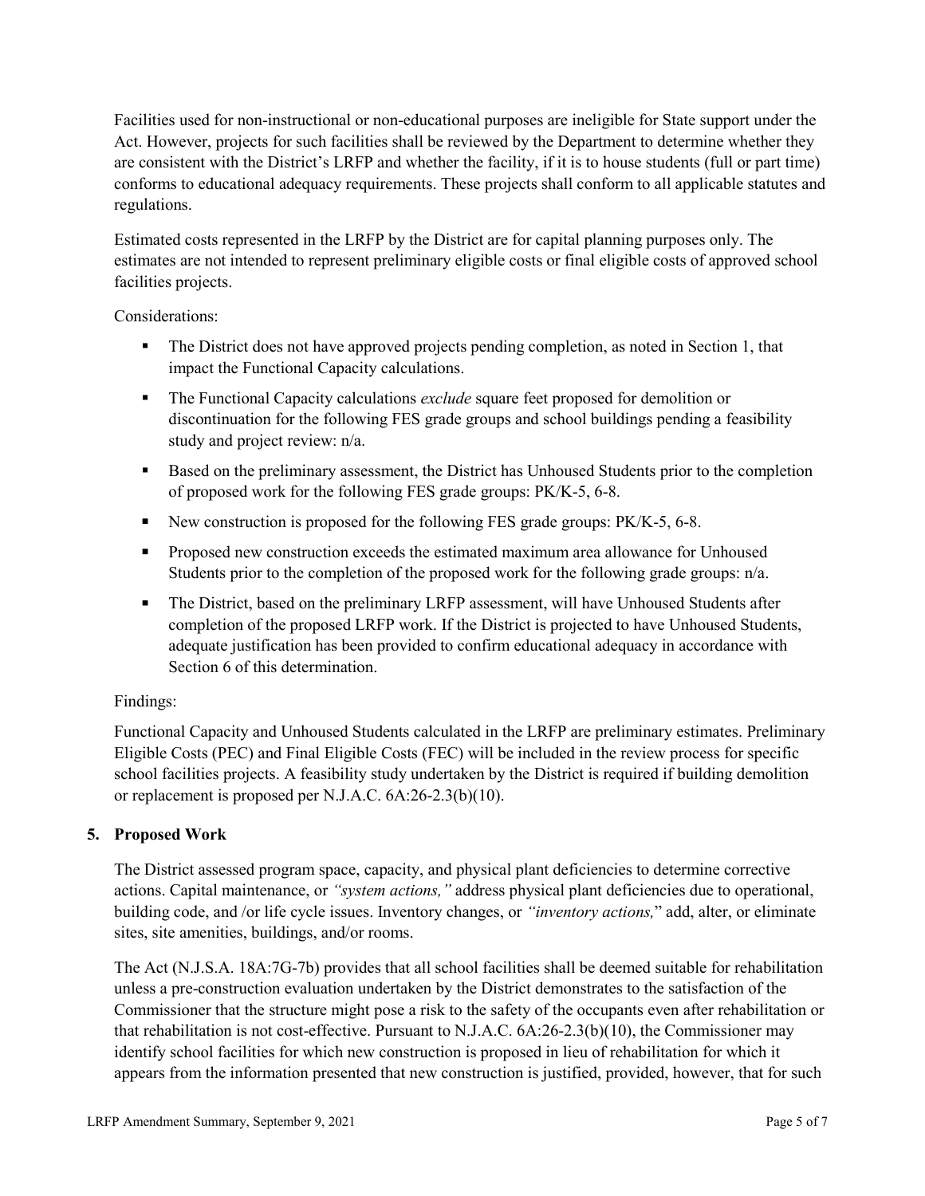Facilities used for non-instructional or non-educational purposes are ineligible for State support under the Act. However, projects for such facilities shall be reviewed by the Department to determine whether they are consistent with the District's LRFP and whether the facility, if it is to house students (full or part time) conforms to educational adequacy requirements. These projects shall conform to all applicable statutes and regulations.

Estimated costs represented in the LRFP by the District are for capital planning purposes only. The estimates are not intended to represent preliminary eligible costs or final eligible costs of approved school facilities projects.

Considerations:

- The District does not have approved projects pending completion, as noted in Section 1, that impact the Functional Capacity calculations.
- The Functional Capacity calculations *exclude* square feet proposed for demolition or discontinuation for the following FES grade groups and school buildings pending a feasibility study and project review: n/a.
- Based on the preliminary assessment, the District has Unhoused Students prior to the completion of proposed work for the following FES grade groups: PK/K-5, 6-8.
- New construction is proposed for the following FES grade groups: PK/K-5, 6-8.
- Proposed new construction exceeds the estimated maximum area allowance for Unhoused Students prior to the completion of the proposed work for the following grade groups: n/a.
- The District, based on the preliminary LRFP assessment, will have Unhoused Students after completion of the proposed LRFP work. If the District is projected to have Unhoused Students, adequate justification has been provided to confirm educational adequacy in accordance with Section 6 of this determination.

Findings:

Functional Capacity and Unhoused Students calculated in the LRFP are preliminary estimates. Preliminary Eligible Costs (PEC) and Final Eligible Costs (FEC) will be included in the review process for specific school facilities projects. A feasibility study undertaken by the District is required if building demolition or replacement is proposed per N.J.A.C. 6A:26-2.3(b)(10).

## 5. Proposed Work

The District assessed program space, capacity, and physical plant deficiencies to determine corrective actions. Capital maintenance, or *"system actions,"* address physical plant deficiencies due to operational, building code, and /or life cycle issues. Inventory changes, or *"inventory actions,"* add, alter, or eliminate sites, site amenities, buildings, and/or rooms.

The Act (N.J.S.A. 18A:7G-7b) provides that all school facilities shall be deemed suitable for rehabilitation unless a pre-construction evaluation undertaken by the District demonstrates to the satisfaction of the Commissioner that the structure might pose a risk to the safety of the occupants even after rehabilitation or that rehabilitation is not cost-effective. Pursuant to N.J.A.C. 6A:26-2.3(b)(10), the Commissioner may identify school facilities for which new construction is proposed in lieu of rehabilitation for which it appears from the information presented that new construction is justified, provided, however, that for such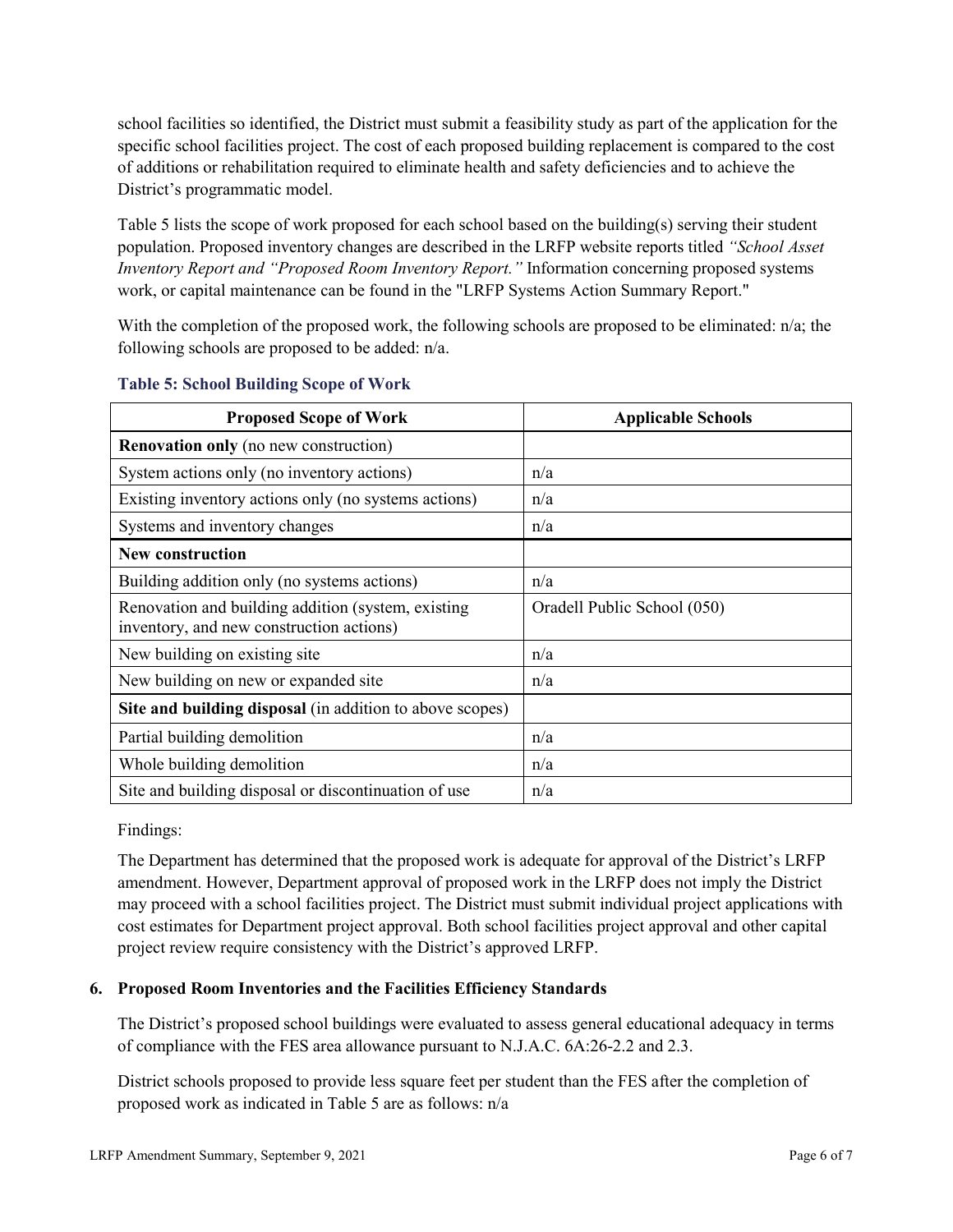school facilities so identified, the District must submit a feasibility study as part of the application for the specific school facilities project. The cost of each proposed building replacement is compared to the cost of additions or rehabilitation required to eliminate health and safety deficiencies and to achieve the District's programmatic model.

Table 5 lists the scope of work proposed for each school based on the building(s) serving their student population. Proposed inventory changes are described in the LRFP website reports titled *"School Asset Inventory Report and "Proposed Room Inventory Report."* Information concerning proposed systems work, or capital maintenance can be found in the "LRFP Systems Action Summary Report."

With the completion of the proposed work, the following schools are proposed to be eliminated: n/a; the following schools are proposed to be added: n/a.

**Table 5: School Building Scope of Work**

| Proposed Scope of Work | Applicable Schools |
|---|---|
| **Renovation only** (no new construction) | |
| System actions only (no inventory actions) | n/a |
| Existing inventory actions only (no systems actions) | n/a |
| Systems and inventory changes | n/a |
| **New construction** | |
| Building addition only (no systems actions) | n/a |
| Renovation and building addition (system, existing inventory, and new construction actions) | Oradell Public School (050) |
| New building on existing site | n/a |
| New building on new or expanded site | n/a |
| **Site and building disposal** (in addition to above scopes) | |
| Partial building demolition | n/a |
| Whole building demolition | n/a |
| Site and building disposal or discontinuation of use | n/a |

Findings:

The Department has determined that the proposed work is adequate for approval of the District's LRFP amendment. However, Department approval of proposed work in the LRFP does not imply the District may proceed with a school facilities project. The District must submit individual project applications with cost estimates for Department project approval. Both school facilities project approval and other capital project review require consistency with the District's approved LRFP.

## 6. Proposed Room Inventories and the Facilities Efficiency Standards

The District's proposed school buildings were evaluated to assess general educational adequacy in terms of compliance with the FES area allowance pursuant to N.J.A.C. 6A:26-2.2 and 2.3.

District schools proposed to provide less square feet per student than the FES after the completion of proposed work as indicated in Table 5 are as follows: n/a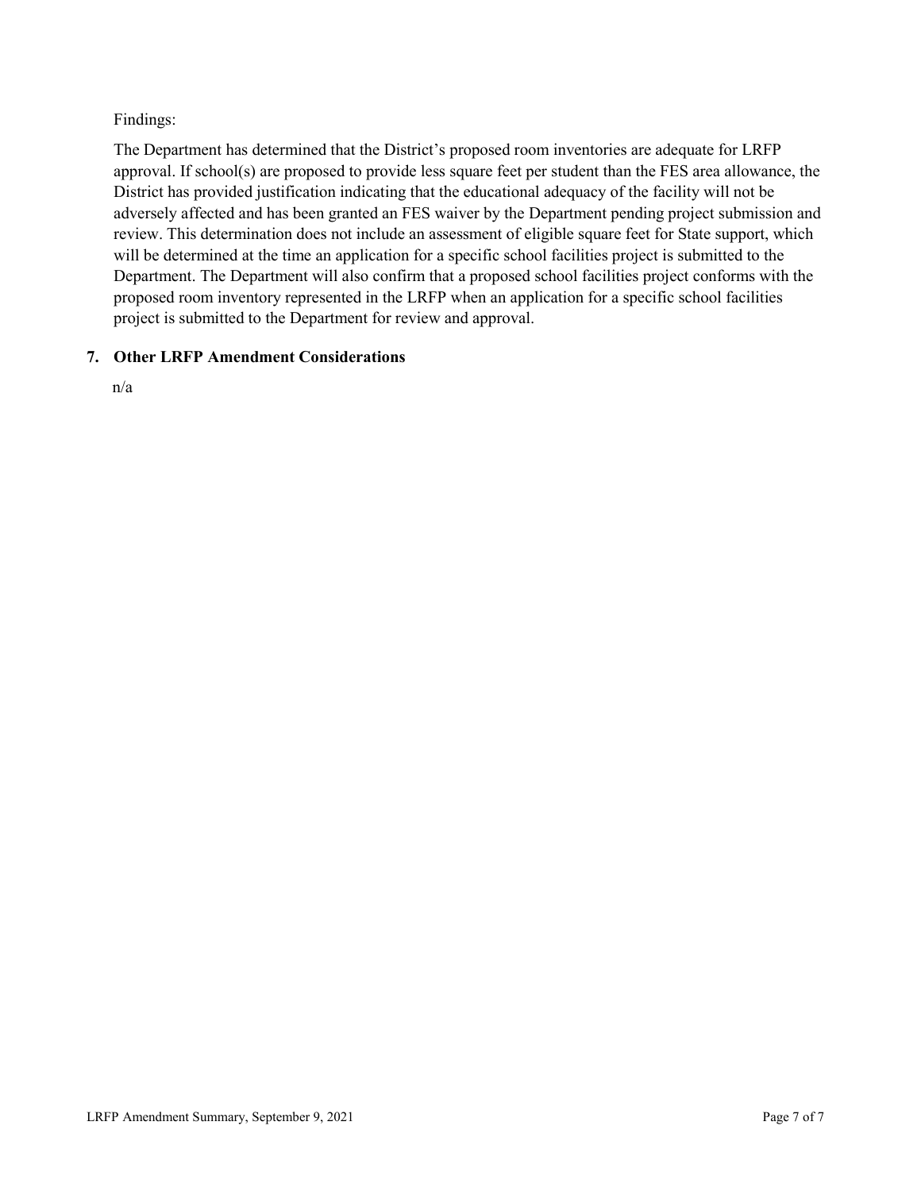Findings:

The Department has determined that the District's proposed room inventories are adequate for LRFP approval. If school(s) are proposed to provide less square feet per student than the FES area allowance, the District has provided justification indicating that the educational adequacy of the facility will not be adversely affected and has been granted an FES waiver by the Department pending project submission and review. This determination does not include an assessment of eligible square feet for State support, which will be determined at the time an application for a specific school facilities project is submitted to the Department. The Department will also confirm that a proposed school facilities project conforms with the proposed room inventory represented in the LRFP when an application for a specific school facilities project is submitted to the Department for review and approval.

## 7. Other LRFP Amendment Considerations

n/a